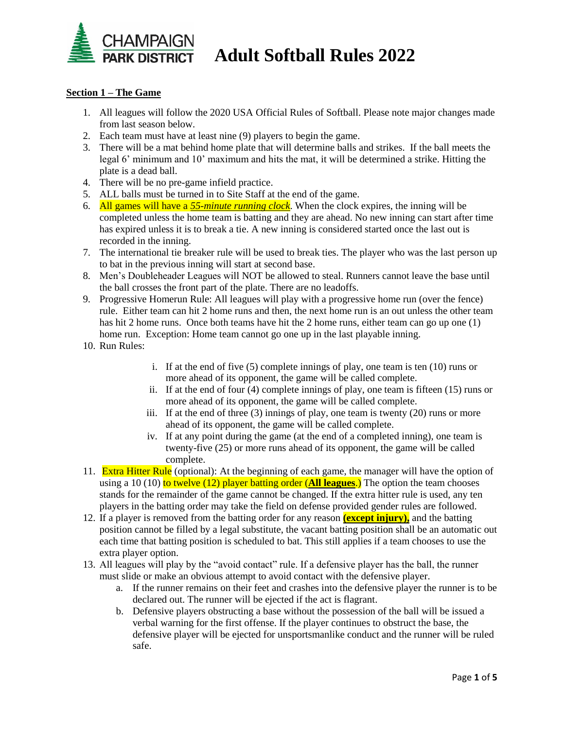# CHAMPAIGN PARK DISTRICT Adult Softball Rules 2022

## **Section 1 – The Game**

1. All leagues will follow the 2020 USA Official Rules of Softball. Please note major changes made from last season below.
2. Each team must have at least nine (9) players to begin the game.
3. There will be a mat behind home plate that will determine balls and strikes. If the ball meets the legal 6' minimum and 10' maximum and hits the mat, it will be determined a strike. Hitting the plate is a dead ball.
4. There will be no pre-game infield practice.
5. ALL balls must be turned in to Site Staff at the end of the game.
6. All games will have a ***55-minute running clock***. When the clock expires, the inning will be completed unless the home team is batting and they are ahead. No new inning can start after time has expired unless it is to break a tie. A new inning is considered started once the last out is recorded in the inning.
7. The international tie breaker rule will be used to break ties. The player who was the last person up to bat in the previous inning will start at second base.
8. Men's Doubleheader Leagues will NOT be allowed to steal. Runners cannot leave the base until the ball crosses the front part of the plate. There are no leadoffs.
9. Progressive Homerun Rule: All leagues will play with a progressive home run (over the fence) rule. Either team can hit 2 home runs and then, the next home run is an out unless the other team has hit 2 home runs. Once both teams have hit the 2 home runs, either team can go up one (1) home run. Exception: Home team cannot go one up in the last playable inning.
10. Run Rules:
    - i. If at the end of five (5) complete innings of play, one team is ten (10) runs or more ahead of its opponent, the game will be called complete.
    - ii. If at the end of four (4) complete innings of play, one team is fifteen (15) runs or more ahead of its opponent, the game will be called complete.
    - iii. If at the end of three (3) innings of play, one team is twenty (20) runs or more ahead of its opponent, the game will be called complete.
    - iv. If at any point during the game (at the end of a completed inning), one team is twenty-five (25) or more runs ahead of its opponent, the game will be called complete.
11. Extra Hitter Rule (optional): At the beginning of each game, the manager will have the option of using a 10 (10) to twelve (12) player batting order (**All leagues**.) The option the team chooses stands for the remainder of the game cannot be changed. If the extra hitter rule is used, any ten players in the batting order may take the field on defense provided gender rules are followed.
12. If a player is removed from the batting order for any reason **(except injury),** and the batting position cannot be filled by a legal substitute, the vacant batting position shall be an automatic out each time that batting position is scheduled to bat. This still applies if a team chooses to use the extra player option.
13. All leagues will play by the "avoid contact" rule. If a defensive player has the ball, the runner must slide or make an obvious attempt to avoid contact with the defensive player.
    - a. If the runner remains on their feet and crashes into the defensive player the runner is to be declared out. The runner will be ejected if the act is flagrant.
    - b. Defensive players obstructing a base without the possession of the ball will be issued a verbal warning for the first offense. If the player continues to obstruct the base, the defensive player will be ejected for unsportsmanlike conduct and the runner will be ruled safe.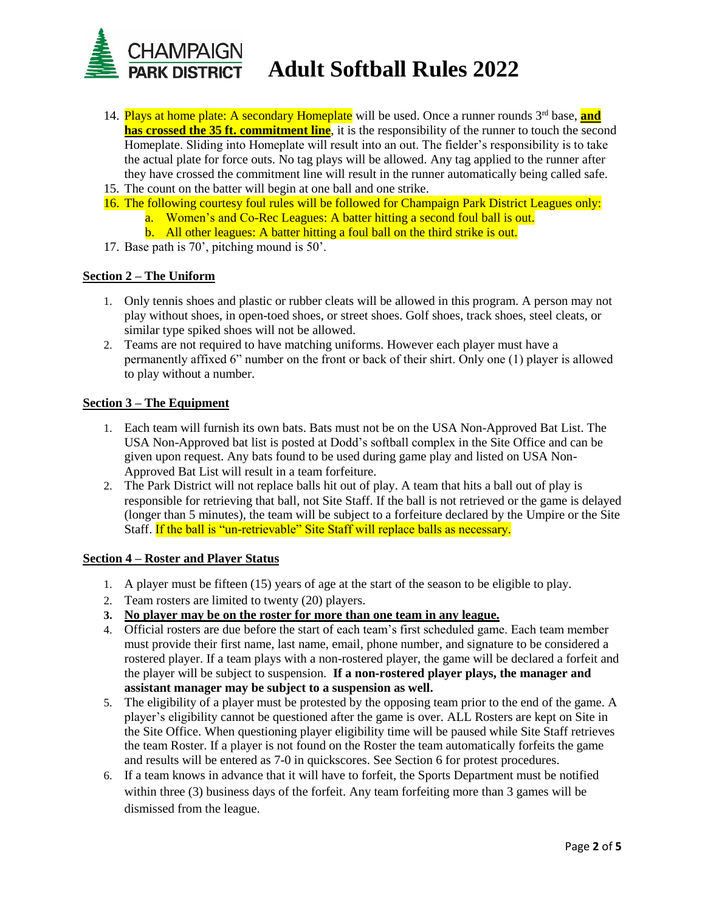14. Plays at home plate: A secondary Homeplate will be used. Once a runner rounds 3rd base, **and has crossed the 35 ft. commitment line**, it is the responsibility of the runner to touch the second Homeplate. Sliding into Homeplate will result into an out. The fielder's responsibility is to take the actual plate for force outs. No tag plays will be allowed. Any tag applied to the runner after they have crossed the commitment line will result in the runner automatically being called safe.
15. The count on the batter will begin at one ball and one strike.
16. The following courtesy foul rules will be followed for Champaign Park District Leagues only:
    a. Women's and Co-Rec Leagues: A batter hitting a second foul ball is out.
    b. All other leagues: A batter hitting a foul ball on the third strike is out.
17. Base path is 70', pitching mound is 50'.

## Section 2 – The Uniform

1. Only tennis shoes and plastic or rubber cleats will be allowed in this program. A person may not play without shoes, in open-toed shoes, or street shoes. Golf shoes, track shoes, steel cleats, or similar type spiked shoes will not be allowed.
2. Teams are not required to have matching uniforms. However each player must have a permanently affixed 6" number on the front or back of their shirt. Only one (1) player is allowed to play without a number.

## Section 3 – The Equipment

1. Each team will furnish its own bats. Bats must not be on the USA Non-Approved Bat List. The USA Non-Approved bat list is posted at Dodd's softball complex in the Site Office and can be given upon request. Any bats found to be used during game play and listed on USA Non-Approved Bat List will result in a team forfeiture.
2. The Park District will not replace balls hit out of play. A team that hits a ball out of play is responsible for retrieving that ball, not Site Staff. If the ball is not retrieved or the game is delayed (longer than 5 minutes), the team will be subject to a forfeiture declared by the Umpire or the Site Staff. If the ball is "un-retrievable" Site Staff will replace balls as necessary.

## Section 4 – Roster and Player Status

1. A player must be fifteen (15) years of age at the start of the season to be eligible to play.
2. Team rosters are limited to twenty (20) players.
3. **No player may be on the roster for more than one team in any league.**
4. Official rosters are due before the start of each team's first scheduled game. Each team member must provide their first name, last name, email, phone number, and signature to be considered a rostered player. If a team plays with a non-rostered player, the game will be declared a forfeit and the player will be subject to suspension. **If a non-rostered player plays, the manager and assistant manager may be subject to a suspension as well.**
5. The eligibility of a player must be protested by the opposing team prior to the end of the game. A player's eligibility cannot be questioned after the game is over. ALL Rosters are kept on Site in the Site Office. When questioning player eligibility time will be paused while Site Staff retrieves the team Roster. If a player is not found on the Roster the team automatically forfeits the game and results will be entered as 7-0 in quickscores. See Section 6 for protest procedures.
6. If a team knows in advance that it will have to forfeit, the Sports Department must be notified within three (3) business days of the forfeit. Any team forfeiting more than 3 games will be dismissed from the league.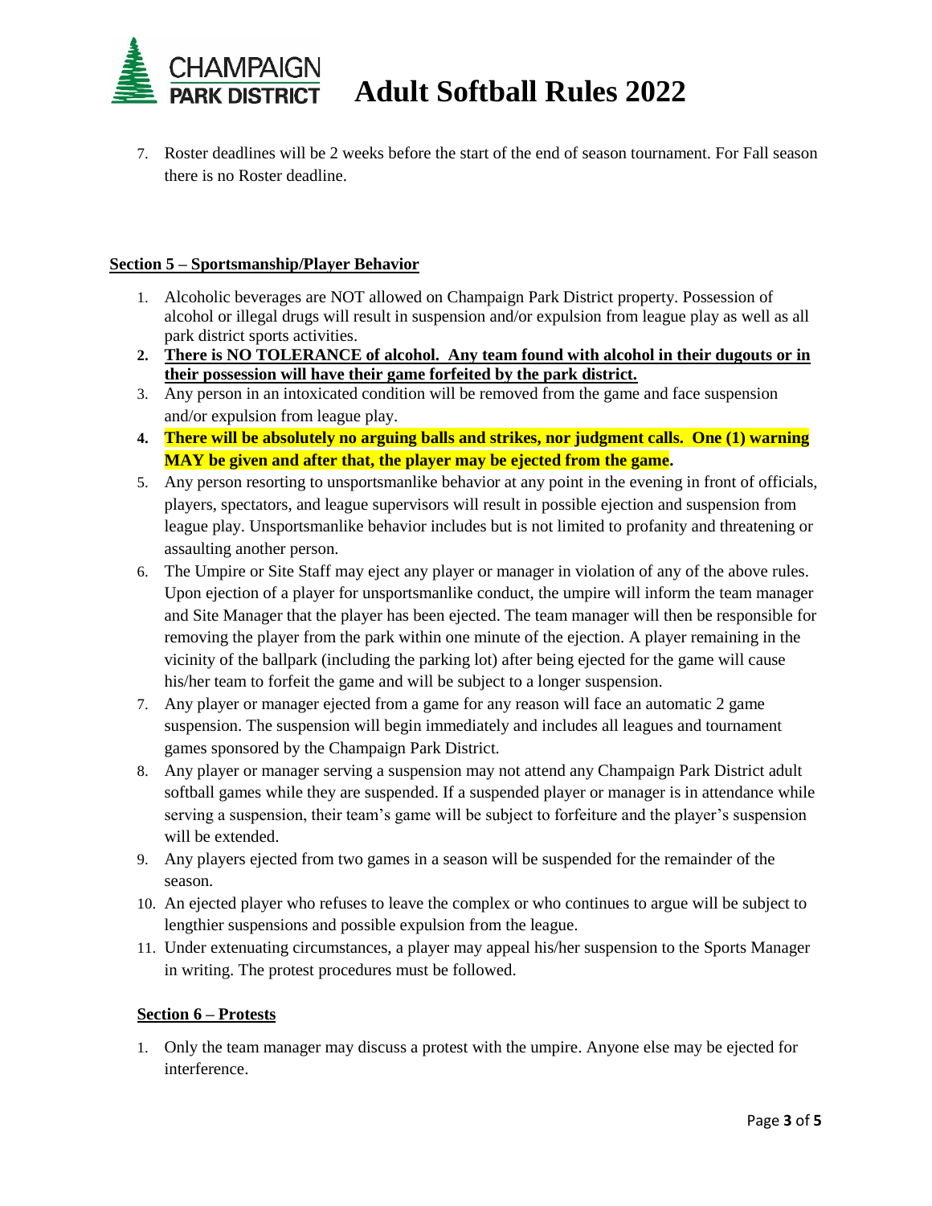7. Roster deadlines will be 2 weeks before the start of the end of season tournament. For Fall season there is no Roster deadline.

## Section 5 – Sportsmanship/Player Behavior

1. Alcoholic beverages are NOT allowed on Champaign Park District property. Possession of alcohol or illegal drugs will result in suspension and/or expulsion from league play as well as all park district sports activities.
2. **There is NO TOLERANCE of alcohol. Any team found with alcohol in their dugouts or in their possession will have their game forfeited by the park district.**
3. Any person in an intoxicated condition will be removed from the game and face suspension and/or expulsion from league play.
4. **There will be absolutely no arguing balls and strikes, nor judgment calls. One (1) warning MAY be given and after that, the player may be ejected from the game.**
5. Any person resorting to unsportsmanlike behavior at any point in the evening in front of officials, players, spectators, and league supervisors will result in possible ejection and suspension from league play. Unsportsmanlike behavior includes but is not limited to profanity and threatening or assaulting another person.
6. The Umpire or Site Staff may eject any player or manager in violation of any of the above rules. Upon ejection of a player for unsportsmanlike conduct, the umpire will inform the team manager and Site Manager that the player has been ejected. The team manager will then be responsible for removing the player from the park within one minute of the ejection. A player remaining in the vicinity of the ballpark (including the parking lot) after being ejected for the game will cause his/her team to forfeit the game and will be subject to a longer suspension.
7. Any player or manager ejected from a game for any reason will face an automatic 2 game suspension. The suspension will begin immediately and includes all leagues and tournament games sponsored by the Champaign Park District.
8. Any player or manager serving a suspension may not attend any Champaign Park District adult softball games while they are suspended. If a suspended player or manager is in attendance while serving a suspension, their team's game will be subject to forfeiture and the player's suspension will be extended.
9. Any players ejected from two games in a season will be suspended for the remainder of the season.
10. An ejected player who refuses to leave the complex or who continues to argue will be subject to lengthier suspensions and possible expulsion from the league.
11. Under extenuating circumstances, a player may appeal his/her suspension to the Sports Manager in writing. The protest procedures must be followed.

## Section 6 – Protests

1. Only the team manager may discuss a protest with the umpire. Anyone else may be ejected for interference.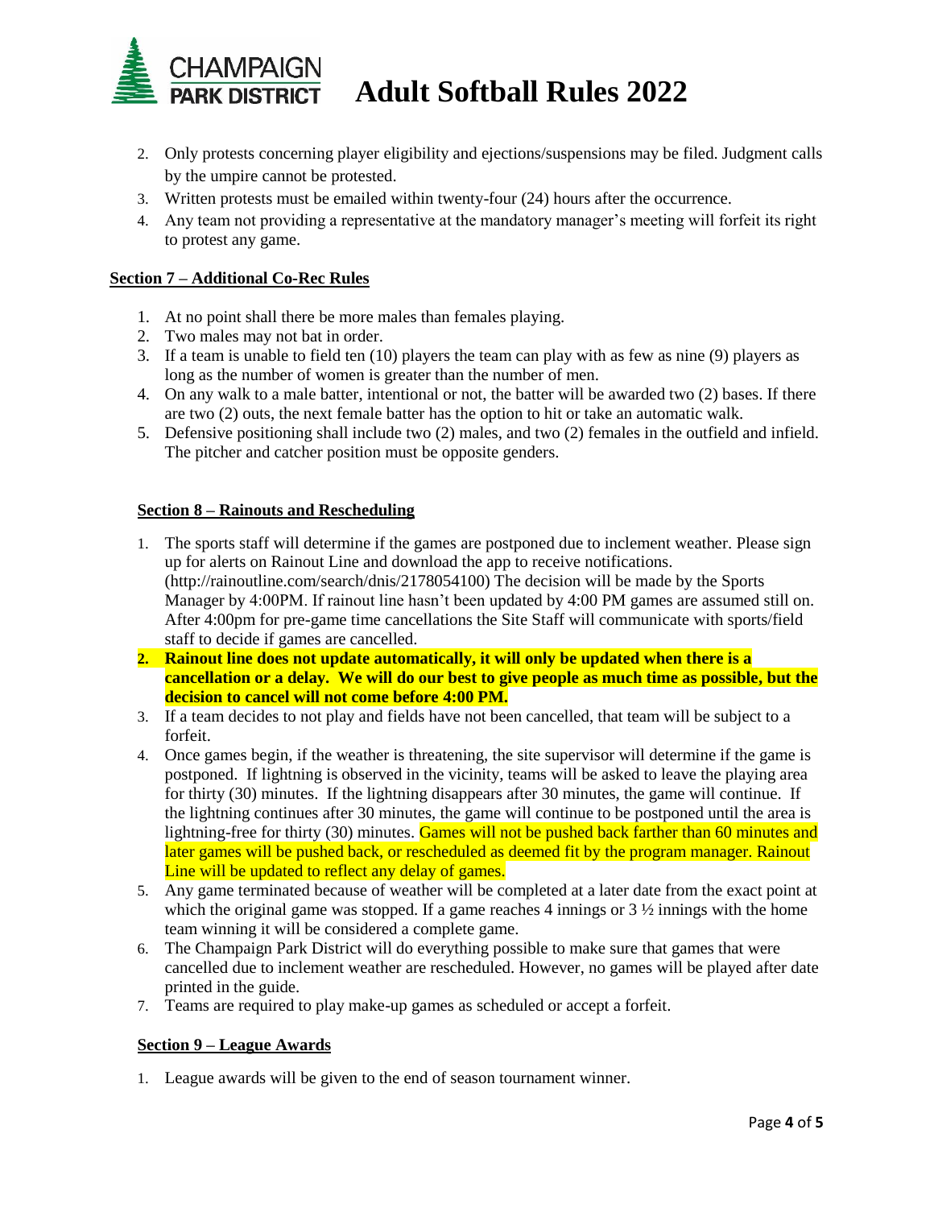2. Only protests concerning player eligibility and ejections/suspensions may be filed. Judgment calls by the umpire cannot be protested.
3. Written protests must be emailed within twenty-four (24) hours after the occurrence.
4. Any team not providing a representative at the mandatory manager's meeting will forfeit its right to protest any game.

**Section 7 – Additional Co-Rec Rules**

1. At no point shall there be more males than females playing.
2. Two males may not bat in order.
3. If a team is unable to field ten (10) players the team can play with as few as nine (9) players as long as the number of women is greater than the number of men.
4. On any walk to a male batter, intentional or not, the batter will be awarded two (2) bases. If there are two (2) outs, the next female batter has the option to hit or take an automatic walk.
5. Defensive positioning shall include two (2) males, and two (2) females in the outfield and infield. The pitcher and catcher position must be opposite genders.

**Section 8 – Rainouts and Rescheduling**

1. The sports staff will determine if the games are postponed due to inclement weather. Please sign up for alerts on Rainout Line and download the app to receive notifications. (http://rainoutline.com/search/dnis/2178054100) The decision will be made by the Sports Manager by 4:00PM. If rainout line hasn't been updated by 4:00 PM games are assumed still on. After 4:00pm for pre-game time cancellations the Site Staff will communicate with sports/field staff to decide if games are cancelled.
2. **Rainout line does not update automatically, it will only be updated when there is a cancellation or a delay. We will do our best to give people as much time as possible, but the decision to cancel will not come before 4:00 PM.**
3. If a team decides to not play and fields have not been cancelled, that team will be subject to a forfeit.
4. Once games begin, if the weather is threatening, the site supervisor will determine if the game is postponed. If lightning is observed in the vicinity, teams will be asked to leave the playing area for thirty (30) minutes. If the lightning disappears after 30 minutes, the game will continue. If the lightning continues after 30 minutes, the game will continue to be postponed until the area is lightning-free for thirty (30) minutes. Games will not be pushed back farther than 60 minutes and later games will be pushed back, or rescheduled as deemed fit by the program manager. Rainout Line will be updated to reflect any delay of games.
5. Any game terminated because of weather will be completed at a later date from the exact point at which the original game was stopped. If a game reaches 4 innings or 3 ½ innings with the home team winning it will be considered a complete game.
6. The Champaign Park District will do everything possible to make sure that games that were cancelled due to inclement weather are rescheduled. However, no games will be played after date printed in the guide.
7. Teams are required to play make-up games as scheduled or accept a forfeit.

**Section 9 – League Awards**

1. League awards will be given to the end of season tournament winner.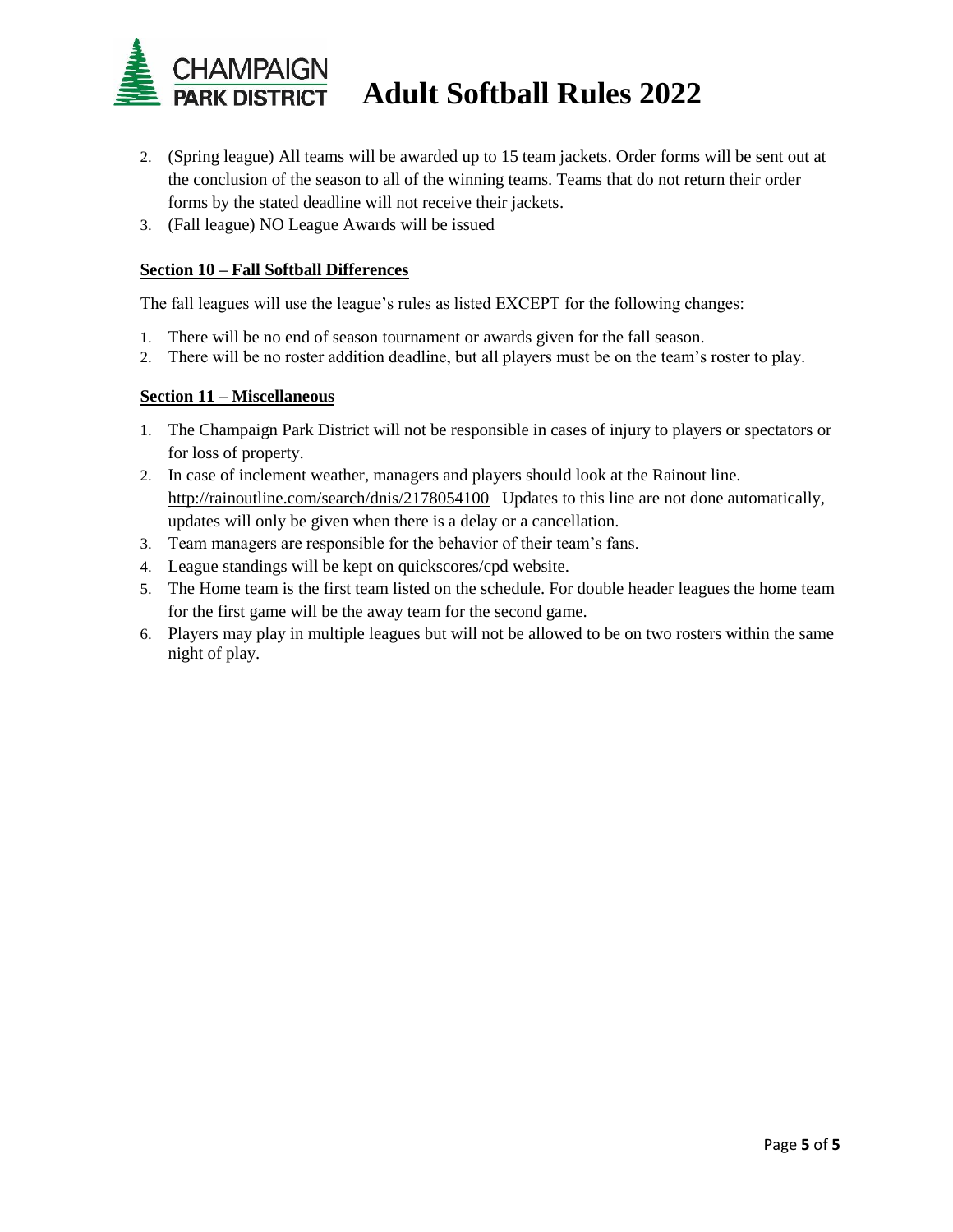2. (Spring league) All teams will be awarded up to 15 team jackets. Order forms will be sent out at the conclusion of the season to all of the winning teams. Teams that do not return their order forms by the stated deadline will not receive their jackets.
3. (Fall league) NO League Awards will be issued

**Section 10 – Fall Softball Differences**

The fall leagues will use the league's rules as listed EXCEPT for the following changes:

1. There will be no end of season tournament or awards given for the fall season.
2. There will be no roster addition deadline, but all players must be on the team's roster to play.

**Section 11 – Miscellaneous**

1. The Champaign Park District will not be responsible in cases of injury to players or spectators or for loss of property.
2. In case of inclement weather, managers and players should look at the Rainout line. http://rainoutline.com/search/dnis/2178054100 Updates to this line are not done automatically, updates will only be given when there is a delay or a cancellation.
3. Team managers are responsible for the behavior of their team's fans.
4. League standings will be kept on quickscores/cpd website.
5. The Home team is the first team listed on the schedule. For double header leagues the home team for the first game will be the away team for the second game.
6. Players may play in multiple leagues but will not be allowed to be on two rosters within the same night of play.